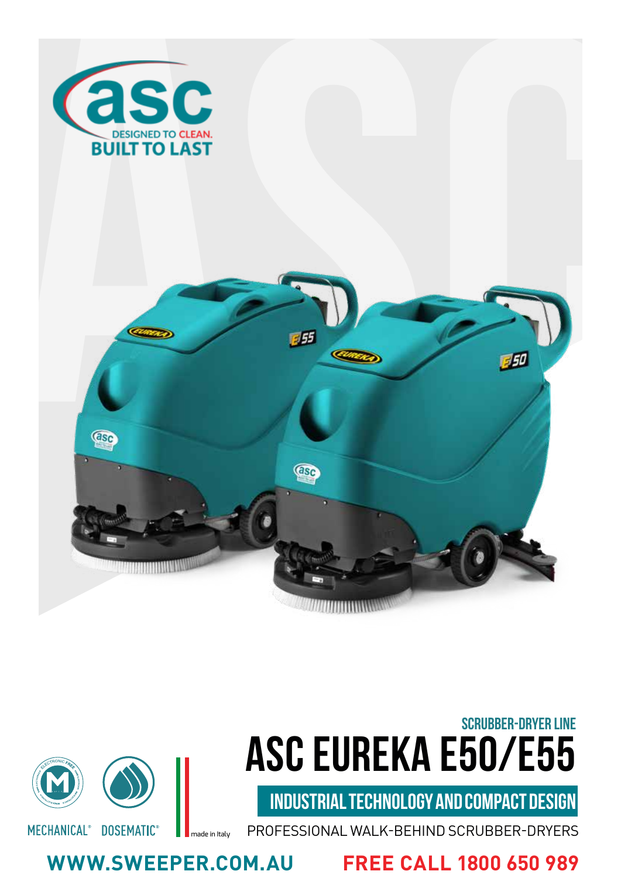asc

DESIGNED TO CLEAN.
BUILT TO LAST

SCRUBBER-DRYER LINE

# ASC EUREKA E50/E55

## INDUSTRIAL TECHNOLOGY AND COMPACT DESIGN

PROFESSIONAL WALK-BEHIND SCRUBBER-DRYERS

MECHANICAL® DOSEMATIC® made in Italy

WWW.SWEEPER.COM.AU FREE CALL 1800 650 989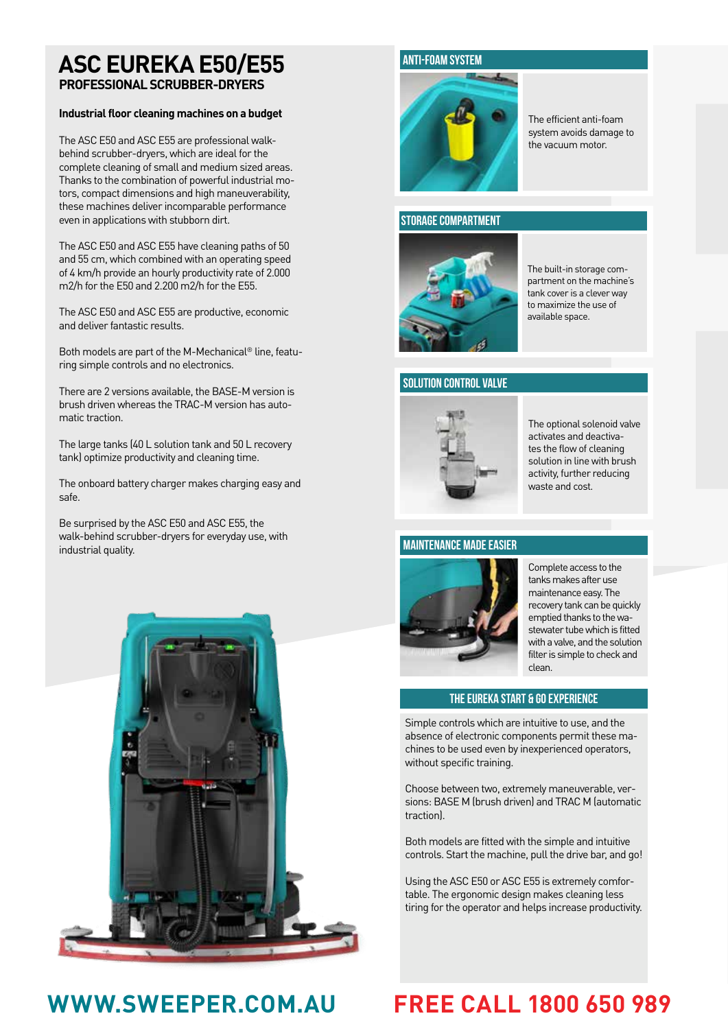# ASC EUREKA E50/E55

## PROFESSIONAL SCRUBBER-DRYERS

**Industrial floor cleaning machines on a budget**

The ASC E50 and ASC E55 are professional walk-behind scrubber-dryers, which are ideal for the complete cleaning of small and medium sized areas. Thanks to the combination of powerful industrial motors, compact dimensions and high maneuverability, these machines deliver incomparable performance even in applications with stubborn dirt.

The ASC E50 and ASC E55 have cleaning paths of 50 and 55 cm, which combined with an operating speed of 4 km/h provide an hourly productivity rate of 2.000 m2/h for the E50 and 2.200 m2/h for the E55.

The ASC E50 and ASC E55 are productive, economic and deliver fantastic results.

Both models are part of the M-Mechanical® line, featuring simple controls and no electronics.

There are 2 versions available, the BASE-M version is brush driven whereas the TRAC-M version has automatic traction.

The large tanks (40 L solution tank and 50 L recovery tank) optimize productivity and cleaning time.

The onboard battery charger makes charging easy and safe.

Be surprised by the ASC E50 and ASC E55, the walk-behind scrubber-dryers for everyday use, with industrial quality.

### ANTI-FOAM SYSTEM

The efficient anti-foam system avoids damage to the vacuum motor.

### STORAGE COMPARTMENT

The built-in storage compartment on the machine's tank cover is a clever way to maximize the use of available space.

### SOLUTION CONTROL VALVE

The optional solenoid valve activates and deactivates the flow of cleaning solution in line with brush activity, further reducing waste and cost.

### MAINTENANCE MADE EASIER

Complete access to the tanks makes after use maintenance easy. The recovery tank can be quickly emptied thanks to the wastewater tube which is fitted with a valve, and the solution filter is simple to check and clean.

### THE EUREKA START & GO EXPERIENCE

Simple controls which are intuitive to use, and the absence of electronic components permit these machines to be used even by inexperienced operators, without specific training.

Choose between two, extremely maneuverable, versions: BASE M (brush driven) and TRAC M (automatic traction).

Both models are fitted with the simple and intuitive controls. Start the machine, pull the drive bar, and go!

Using the ASC E50 or ASC E55 is extremely comfortable. The ergonomic design makes cleaning less tiring for the operator and helps increase productivity.

**WWW.SWEEPER.COM.AU** **FREE CALL 1800 650 989**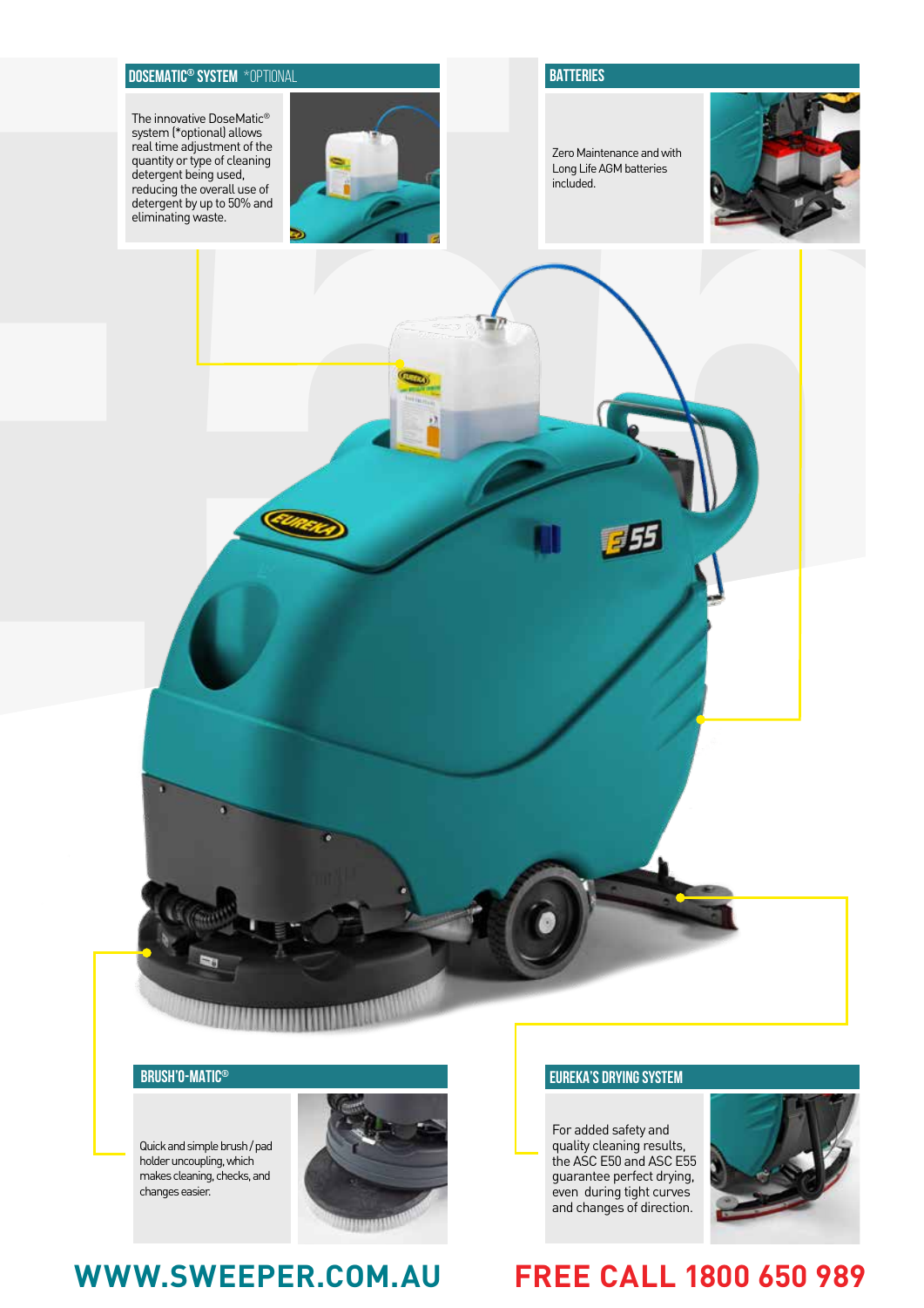## DOSEMATIC® SYSTEM *OPTIONAL

The innovative DoseMatic® system (*optional) allows real time adjustment of the quantity or type of cleaning detergent being used, reducing the overall use of detergent by up to 50% and eliminating waste.

## BATTERIES

Zero Maintenance and with Long Life AGM batteries included.

## BRUSH'O-MATIC®

Quick and simple brush / pad holder uncoupling, which makes cleaning, checks, and changes easier.

## EUREKA'S DRYING SYSTEM

For added safety and quality cleaning results, the ASC E50 and ASC E55 guarantee perfect drying, even during tight curves and changes of direction.

**WWW.SWEEPER.COM.AU** **FREE CALL 1800 650 989**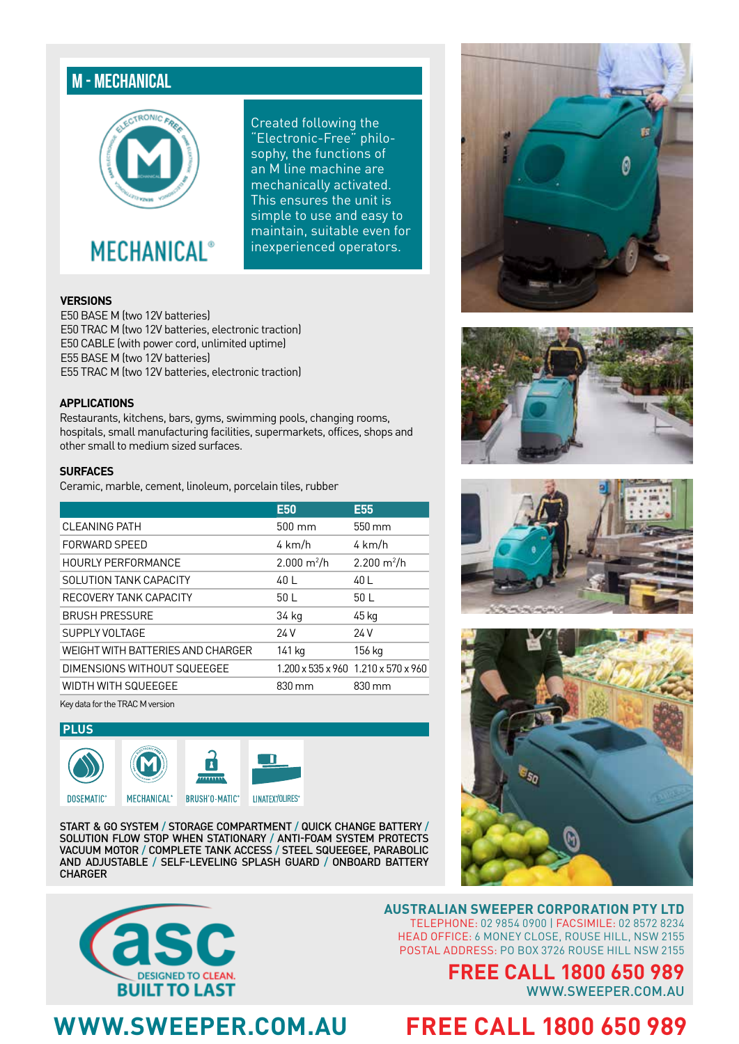## M - MECHANICAL

MECHANICAL®

Created following the "Electronic-Free" philosophy, the functions of an M line machine are mechanically activated. This ensures the unit is simple to use and easy to maintain, suitable even for inexperienced operators.

### VERSIONS

E50 BASE M (two 12V batteries)
E50 TRAC M (two 12V batteries, electronic traction)
E50 CABLE (with power cord, unlimited uptime)
E55 BASE M (two 12V batteries)
E55 TRAC M (two 12V batteries, electronic traction)

### APPLICATIONS

Restaurants, kitchens, bars, gyms, swimming pools, changing rooms, hospitals, small manufacturing facilities, supermarkets, offices, shops and other small to medium sized surfaces.

### SURFACES

Ceramic, marble, cement, linoleum, porcelain tiles, rubber

| | E50 | E55 |
|---|---|---|
| CLEANING PATH | 500 mm | 550 mm |
| FORWARD SPEED | 4 km/h | 4 km/h |
| HOURLY PERFORMANCE | 2.000 $m^2$/h | 2.200 $m^2$/h |
| SOLUTION TANK CAPACITY | 40 L | 40 L |
| RECOVERY TANK CAPACITY | 50 L | 50 L |
| BRUSH PRESSURE | 34 kg | 45 kg |
| SUPPLY VOLTAGE | 24 V | 24 V |
| WEIGHT WITH BATTERIES AND CHARGER | 141 kg | 156 kg |
| DIMENSIONS WITHOUT SQUEEGEE | 1.200 x 535 x 960 | 1.210 x 570 x 960 |
| WIDTH WITH SQUEEGEE | 830 mm | 830 mm |

Key data for the TRAC M version

### PLUS

DOSEMATIC® MECHANICAL® BRUSH'O-MATIC® LINATEX®/OLIRES®

START & GO SYSTEM / STORAGE COMPARTMENT / QUICK CHANGE BATTERY / SOLUTION FLOW STOP WHEN STATIONARY / ANTI-FOAM SYSTEM PROTECTS VACUUM MOTOR / COMPLETE TANK ACCESS / STEEL SQUEEGEE, PARABOLIC AND ADJUSTABLE / SELF-LEVELING SPLASH GUARD / ONBOARD BATTERY CHARGER

asc DESIGNED TO CLEAN. BUILT TO LAST

**AUSTRALIAN SWEEPER CORPORATION PTY LTD**
TELEPHONE: 02 9854 0900 | FACSIMILE: 02 8572 8234
HEAD OFFICE: 6 MONEY CLOSE, ROUSE HILL, NSW 2155
POSTAL ADDRESS: PO BOX 3726 ROUSE HILL NSW 2155

**FREE CALL 1800 650 989**
WWW.SWEEPER.COM.AU

**WWW.SWEEPER.COM.AU** **FREE CALL 1800 650 989**